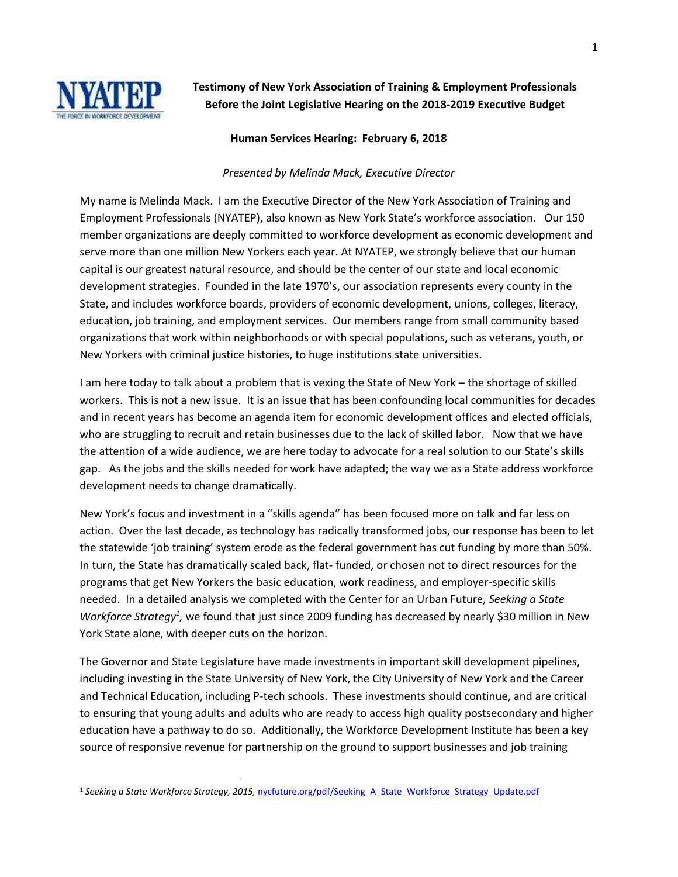**Testimony of New York Association of Training & Employment Professionals Before the Joint Legislative Hearing on the 2018-2019 Executive Budget**

**Human Services Hearing: February 6, 2018**

*Presented by Melinda Mack, Executive Director*

My name is Melinda Mack. I am the Executive Director of the New York Association of Training and Employment Professionals (NYATEP), also known as New York State's workforce association. Our 150 member organizations are deeply committed to workforce development as economic development and serve more than one million New Yorkers each year. At NYATEP, we strongly believe that our human capital is our greatest natural resource, and should be the center of our state and local economic development strategies. Founded in the late 1970's, our association represents every county in the State, and includes workforce boards, providers of economic development, unions, colleges, literacy, education, job training, and employment services. Our members range from small community based organizations that work within neighborhoods or with special populations, such as veterans, youth, or New Yorkers with criminal justice histories, to huge institutions state universities.

I am here today to talk about a problem that is vexing the State of New York – the shortage of skilled workers. This is not a new issue. It is an issue that has been confounding local communities for decades and in recent years has become an agenda item for economic development offices and elected officials, who are struggling to recruit and retain businesses due to the lack of skilled labor. Now that we have the attention of a wide audience, we are here today to advocate for a real solution to our State's skills gap. As the jobs and the skills needed for work have adapted; the way we as a State address workforce development needs to change dramatically.

New York's focus and investment in a "skills agenda" has been focused more on talk and far less on action. Over the last decade, as technology has radically transformed jobs, our response has been to let the statewide 'job training' system erode as the federal government has cut funding by more than 50%. In turn, the State has dramatically scaled back, flat- funded, or chosen not to direct resources for the programs that get New Yorkers the basic education, work readiness, and employer-specific skills needed. In a detailed analysis we completed with the Center for an Urban Future, *Seeking a State Workforce Strategy*[1], we found that just since 2009 funding has decreased by nearly $30 million in New York State alone, with deeper cuts on the horizon.

The Governor and State Legislature have made investments in important skill development pipelines, including investing in the State University of New York, the City University of New York and the Career and Technical Education, including P-tech schools. These investments should continue, and are critical to ensuring that young adults and adults who are ready to access high quality postsecondary and higher education have a pathway to do so. Additionally, the Workforce Development Institute has been a key source of responsive revenue for partnership on the ground to support businesses and job training

---

[1] *Seeking a State Workforce Strategy, 2015,* nycfuture.org/pdf/Seeking_A_State_Workforce_Strategy_Update.pdf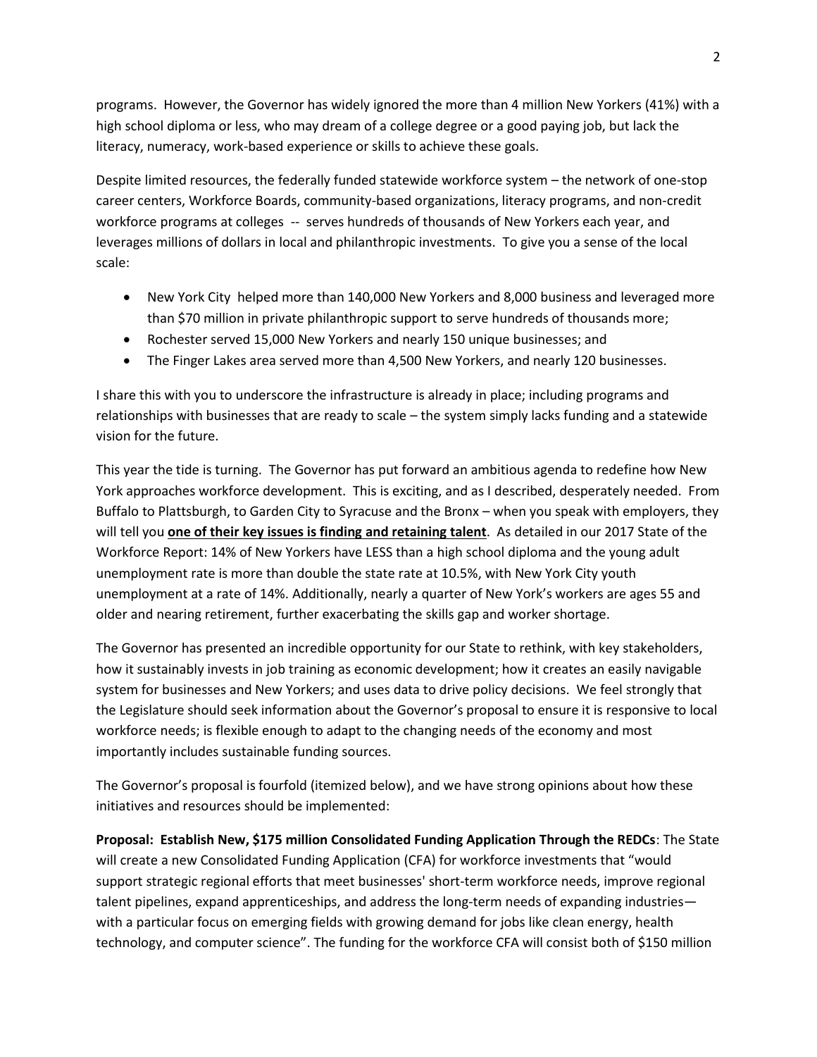programs. However, the Governor has widely ignored the more than 4 million New Yorkers (41%) with a high school diploma or less, who may dream of a college degree or a good paying job, but lack the literacy, numeracy, work-based experience or skills to achieve these goals.

Despite limited resources, the federally funded statewide workforce system – the network of one-stop career centers, Workforce Boards, community-based organizations, literacy programs, and non-credit workforce programs at colleges -- serves hundreds of thousands of New Yorkers each year, and leverages millions of dollars in local and philanthropic investments. To give you a sense of the local scale:

- New York City helped more than 140,000 New Yorkers and 8,000 business and leveraged more than $70 million in private philanthropic support to serve hundreds of thousands more;
- Rochester served 15,000 New Yorkers and nearly 150 unique businesses; and
- The Finger Lakes area served more than 4,500 New Yorkers, and nearly 120 businesses.

I share this with you to underscore the infrastructure is already in place; including programs and relationships with businesses that are ready to scale – the system simply lacks funding and a statewide vision for the future.

This year the tide is turning. The Governor has put forward an ambitious agenda to redefine how New York approaches workforce development. This is exciting, and as I described, desperately needed. From Buffalo to Plattsburgh, to Garden City to Syracuse and the Bronx – when you speak with employers, they will tell you **one of their key issues is finding and retaining talent**. As detailed in our 2017 State of the Workforce Report: 14% of New Yorkers have LESS than a high school diploma and the young adult unemployment rate is more than double the state rate at 10.5%, with New York City youth unemployment at a rate of 14%. Additionally, nearly a quarter of New York's workers are ages 55 and older and nearing retirement, further exacerbating the skills gap and worker shortage.

The Governor has presented an incredible opportunity for our State to rethink, with key stakeholders, how it sustainably invests in job training as economic development; how it creates an easily navigable system for businesses and New Yorkers; and uses data to drive policy decisions. We feel strongly that the Legislature should seek information about the Governor's proposal to ensure it is responsive to local workforce needs; is flexible enough to adapt to the changing needs of the economy and most importantly includes sustainable funding sources.

The Governor's proposal is fourfold (itemized below), and we have strong opinions about how these initiatives and resources should be implemented:

**Proposal: Establish New, $175 million Consolidated Funding Application Through the REDCs**: The State will create a new Consolidated Funding Application (CFA) for workforce investments that "would support strategic regional efforts that meet businesses' short-term workforce needs, improve regional talent pipelines, expand apprenticeships, and address the long-term needs of expanding industries— with a particular focus on emerging fields with growing demand for jobs like clean energy, health technology, and computer science". The funding for the workforce CFA will consist both of $150 million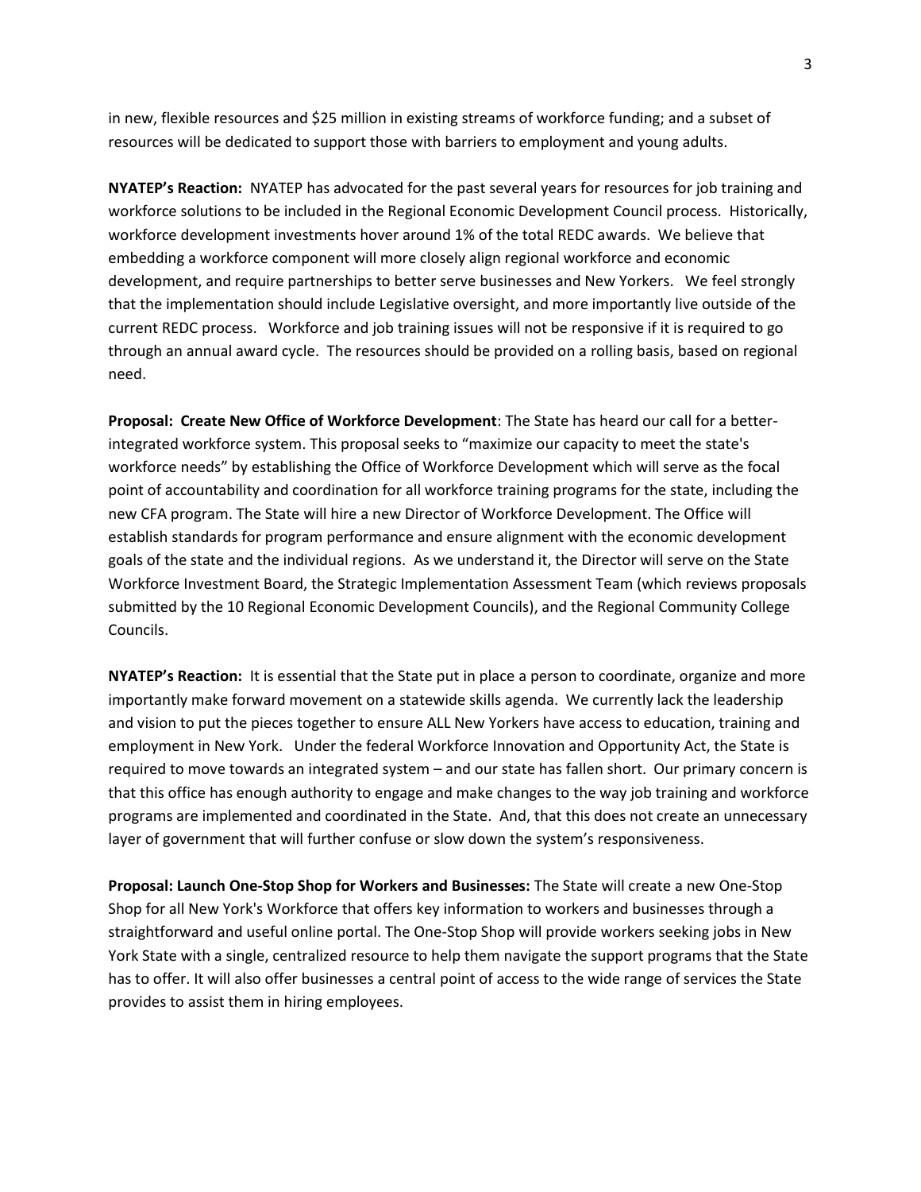in new, flexible resources and $25 million in existing streams of workforce funding; and a subset of resources will be dedicated to support those with barriers to employment and young adults.

**NYATEP's Reaction:** NYATEP has advocated for the past several years for resources for job training and workforce solutions to be included in the Regional Economic Development Council process. Historically, workforce development investments hover around 1% of the total REDC awards. We believe that embedding a workforce component will more closely align regional workforce and economic development, and require partnerships to better serve businesses and New Yorkers. We feel strongly that the implementation should include Legislative oversight, and more importantly live outside of the current REDC process. Workforce and job training issues will not be responsive if it is required to go through an annual award cycle. The resources should be provided on a rolling basis, based on regional need.

**Proposal: Create New Office of Workforce Development**: The State has heard our call for a better-integrated workforce system. This proposal seeks to "maximize our capacity to meet the state's workforce needs" by establishing the Office of Workforce Development which will serve as the focal point of accountability and coordination for all workforce training programs for the state, including the new CFA program. The State will hire a new Director of Workforce Development. The Office will establish standards for program performance and ensure alignment with the economic development goals of the state and the individual regions. As we understand it, the Director will serve on the State Workforce Investment Board, the Strategic Implementation Assessment Team (which reviews proposals submitted by the 10 Regional Economic Development Councils), and the Regional Community College Councils.

**NYATEP's Reaction:** It is essential that the State put in place a person to coordinate, organize and more importantly make forward movement on a statewide skills agenda. We currently lack the leadership and vision to put the pieces together to ensure ALL New Yorkers have access to education, training and employment in New York. Under the federal Workforce Innovation and Opportunity Act, the State is required to move towards an integrated system – and our state has fallen short. Our primary concern is that this office has enough authority to engage and make changes to the way job training and workforce programs are implemented and coordinated in the State. And, that this does not create an unnecessary layer of government that will further confuse or slow down the system's responsiveness.

**Proposal: Launch One-Stop Shop for Workers and Businesses:** The State will create a new One-Stop Shop for all New York's Workforce that offers key information to workers and businesses through a straightforward and useful online portal. The One-Stop Shop will provide workers seeking jobs in New York State with a single, centralized resource to help them navigate the support programs that the State has to offer. It will also offer businesses a central point of access to the wide range of services the State provides to assist them in hiring employees.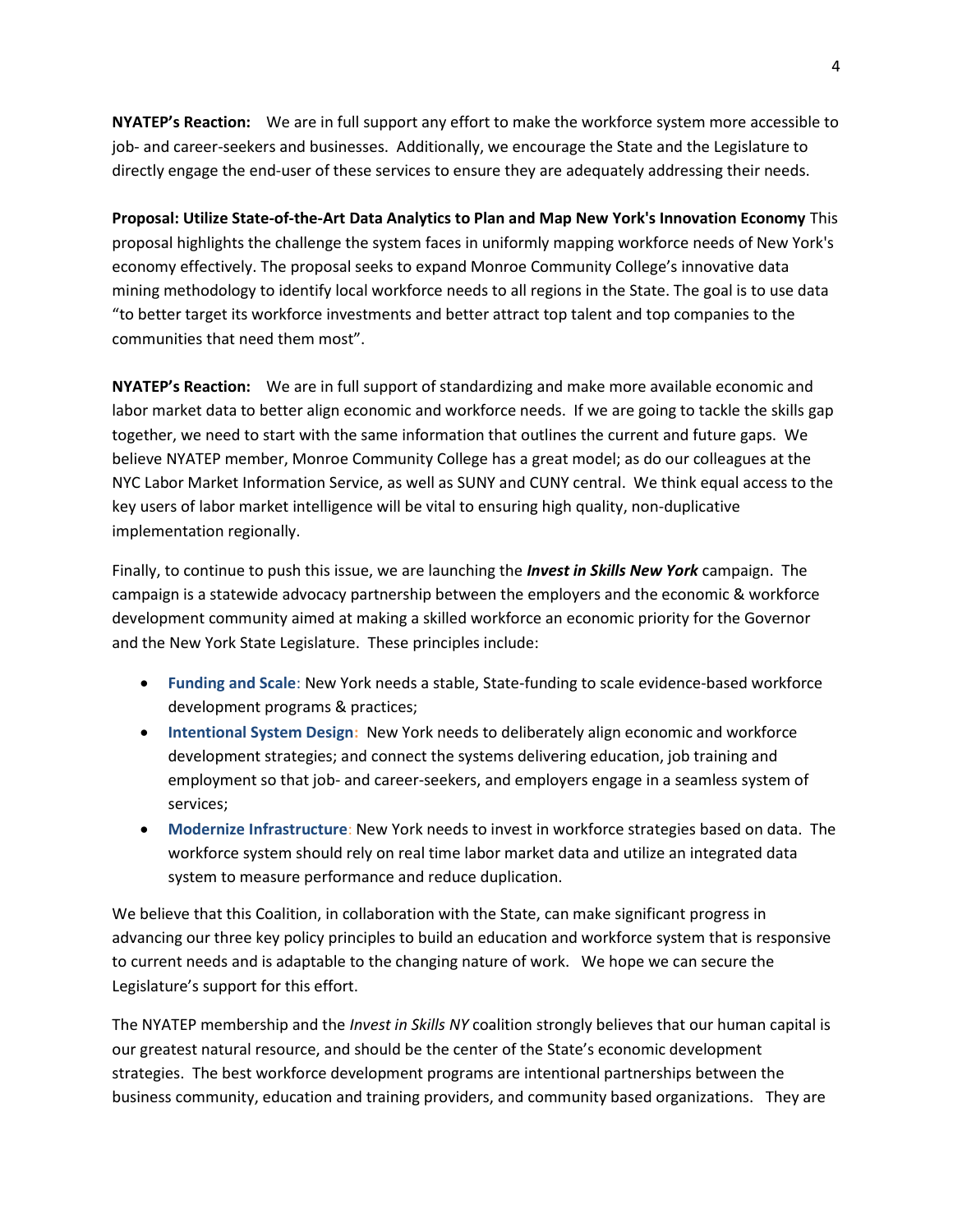**NYATEP's Reaction:** We are in full support any effort to make the workforce system more accessible to job- and career-seekers and businesses. Additionally, we encourage the State and the Legislature to directly engage the end-user of these services to ensure they are adequately addressing their needs.

**Proposal: Utilize State-of-the-Art Data Analytics to Plan and Map New York's Innovation Economy** This proposal highlights the challenge the system faces in uniformly mapping workforce needs of New York's economy effectively. The proposal seeks to expand Monroe Community College's innovative data mining methodology to identify local workforce needs to all regions in the State. The goal is to use data "to better target its workforce investments and better attract top talent and top companies to the communities that need them most".

**NYATEP's Reaction:** We are in full support of standardizing and make more available economic and labor market data to better align economic and workforce needs. If we are going to tackle the skills gap together, we need to start with the same information that outlines the current and future gaps. We believe NYATEP member, Monroe Community College has a great model; as do our colleagues at the NYC Labor Market Information Service, as well as SUNY and CUNY central. We think equal access to the key users of labor market intelligence will be vital to ensuring high quality, non-duplicative implementation regionally.

Finally, to continue to push this issue, we are launching the ***Invest in Skills New York*** campaign. The campaign is a statewide advocacy partnership between the employers and the economic & workforce development community aimed at making a skilled workforce an economic priority for the Governor and the New York State Legislature. These principles include:

- **Funding and Scale**: New York needs a stable, State-funding to scale evidence-based workforce development programs & practices;
- **Intentional System Design**: New York needs to deliberately align economic and workforce development strategies; and connect the systems delivering education, job training and employment so that job- and career-seekers, and employers engage in a seamless system of services;
- **Modernize Infrastructure**: New York needs to invest in workforce strategies based on data. The workforce system should rely on real time labor market data and utilize an integrated data system to measure performance and reduce duplication.

We believe that this Coalition, in collaboration with the State, can make significant progress in advancing our three key policy principles to build an education and workforce system that is responsive to current needs and is adaptable to the changing nature of work. We hope we can secure the Legislature's support for this effort.

The NYATEP membership and the *Invest in Skills NY* coalition strongly believes that our human capital is our greatest natural resource, and should be the center of the State's economic development strategies. The best workforce development programs are intentional partnerships between the business community, education and training providers, and community based organizations. They are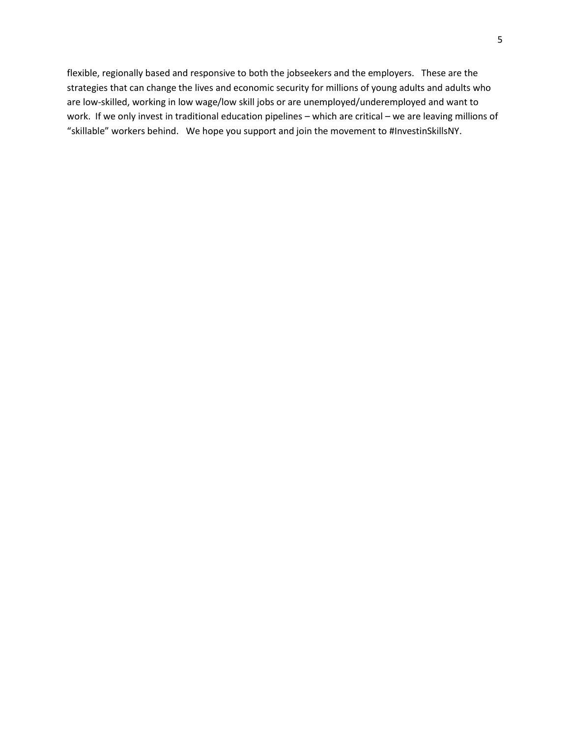flexible, regionally based and responsive to both the jobseekers and the employers. These are the strategies that can change the lives and economic security for millions of young adults and adults who are low-skilled, working in low wage/low skill jobs or are unemployed/underemployed and want to work. If we only invest in traditional education pipelines – which are critical – we are leaving millions of "skillable" workers behind. We hope you support and join the movement to #InvestinSkillsNY.